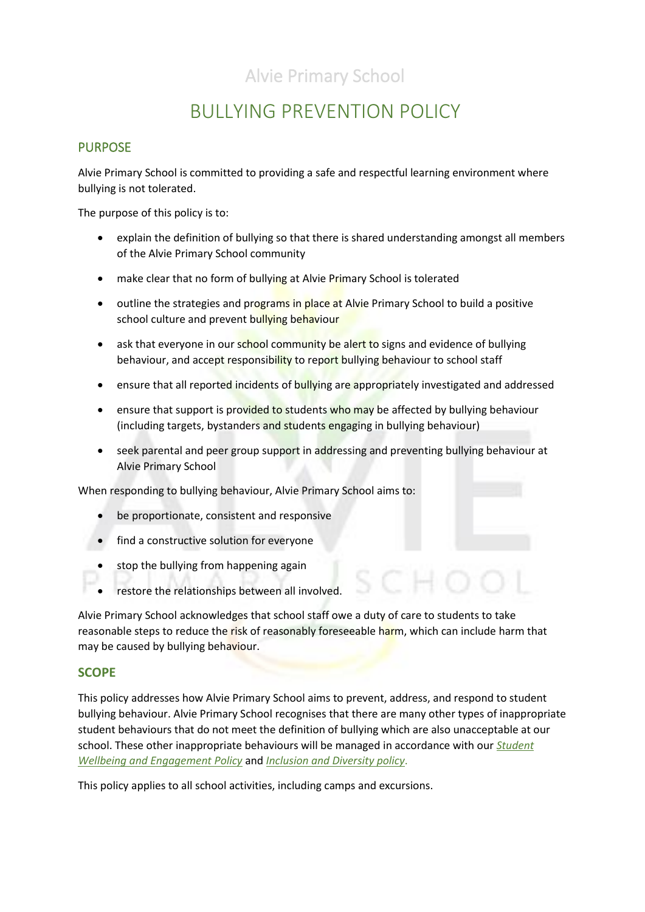# Alvie Primary School

# BULLYING PREVENTION POLICY

## PURPOSE

Alvie Primary School is committed to providing a safe and respectful learning environment where bullying is not tolerated.

The purpose of this policy is to:

- explain the definition of bullying so that there is shared understanding amongst all members of the Alvie Primary School community
- make clear that no form of bullying at Alvie Primary School is tolerated
- outline the strategies and programs in place at Alvie Primary School to build a positive school culture and prevent bullying behaviour
- ask that everyone in our school community be alert to signs and evidence of bullying behaviour, and accept responsibility to report bullying behaviour to school staff
- ensure that all reported incidents of bullying are appropriately investigated and addressed
- ensure that support is provided to students who may be affected by bullying behaviour (including targets, bystanders and students engaging in bullying behaviour)
- seek parental and peer group support in addressing and preventing bullying behaviour at Alvie Primary School

When responding to bullying behaviour, Alvie Primary School aims to:

- be proportionate, consistent and responsive
- find a constructive solution for everyone
- stop the bullying from happening again
- restore the relationships between all involved.

Alvie Primary School acknowledges that school staff owe a duty of care to students to take reasonable steps to reduce the risk of reasonably foreseeable harm, which can include harm that may be caused by bullying behaviour.

## SCOPE

This policy addresses how Alvie Primary School aims to prevent, address, and respond to student bullying behaviour. Alvie Primary School recognises that there are many other types of inappropriate student behaviours that do not meet the definition of bullying which are also unacceptable at our school. These other inappropriate behaviours will be managed in accordance with our *Student Wellbeing and Engagement Policy* and *Inclusion and Diversity policy*.

This policy applies to all school activities, including camps and excursions.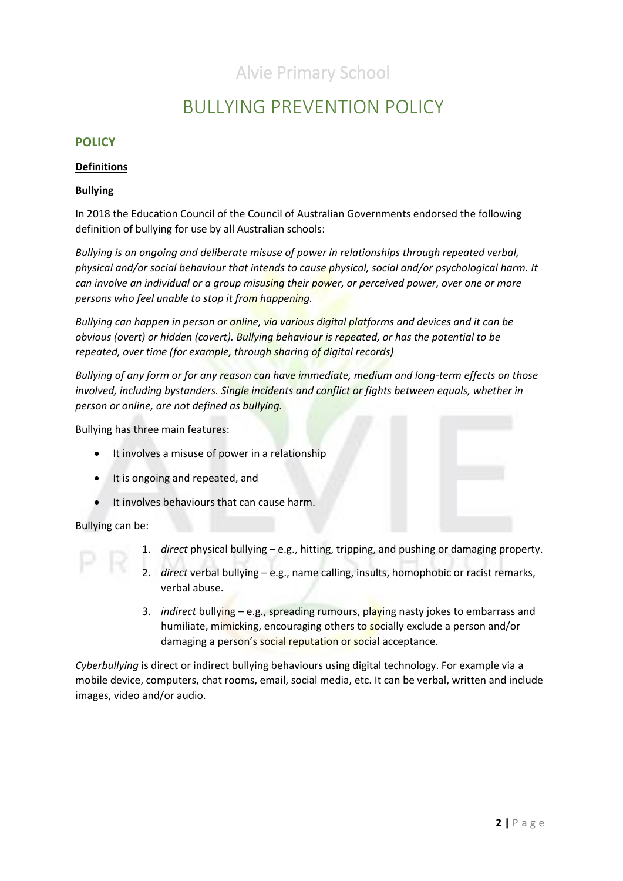# Alvie Primary School

# BULLYING PREVENTION POLICY

## POLICY

**Definitions**

**Bullying**

In 2018 the Education Council of the Council of Australian Governments endorsed the following definition of bullying for use by all Australian schools:

*Bullying is an ongoing and deliberate misuse of power in relationships through repeated verbal, physical and/or social behaviour that intends to cause physical, social and/or psychological harm. It can involve an individual or a group misusing their power, or perceived power, over one or more persons who feel unable to stop it from happening.*

*Bullying can happen in person or online, via various digital platforms and devices and it can be obvious (overt) or hidden (covert). Bullying behaviour is repeated, or has the potential to be repeated, over time (for example, through sharing of digital records)*

*Bullying of any form or for any reason can have immediate, medium and long-term effects on those involved, including bystanders. Single incidents and conflict or fights between equals, whether in person or online, are not defined as bullying.*

Bullying has three main features:

- It involves a misuse of power in a relationship
- It is ongoing and repeated, and
- It involves behaviours that can cause harm.

Bullying can be:

1. *direct* physical bullying – e.g., hitting, tripping, and pushing or damaging property.
2. *direct* verbal bullying – e.g., name calling, insults, homophobic or racist remarks, verbal abuse.
3. *indirect* bullying – e.g., spreading rumours, playing nasty jokes to embarrass and humiliate, mimicking, encouraging others to socially exclude a person and/or damaging a person's social reputation or social acceptance.

*Cyberbullying* is direct or indirect bullying behaviours using digital technology. For example via a mobile device, computers, chat rooms, email, social media, etc. It can be verbal, written and include images, video and/or audio.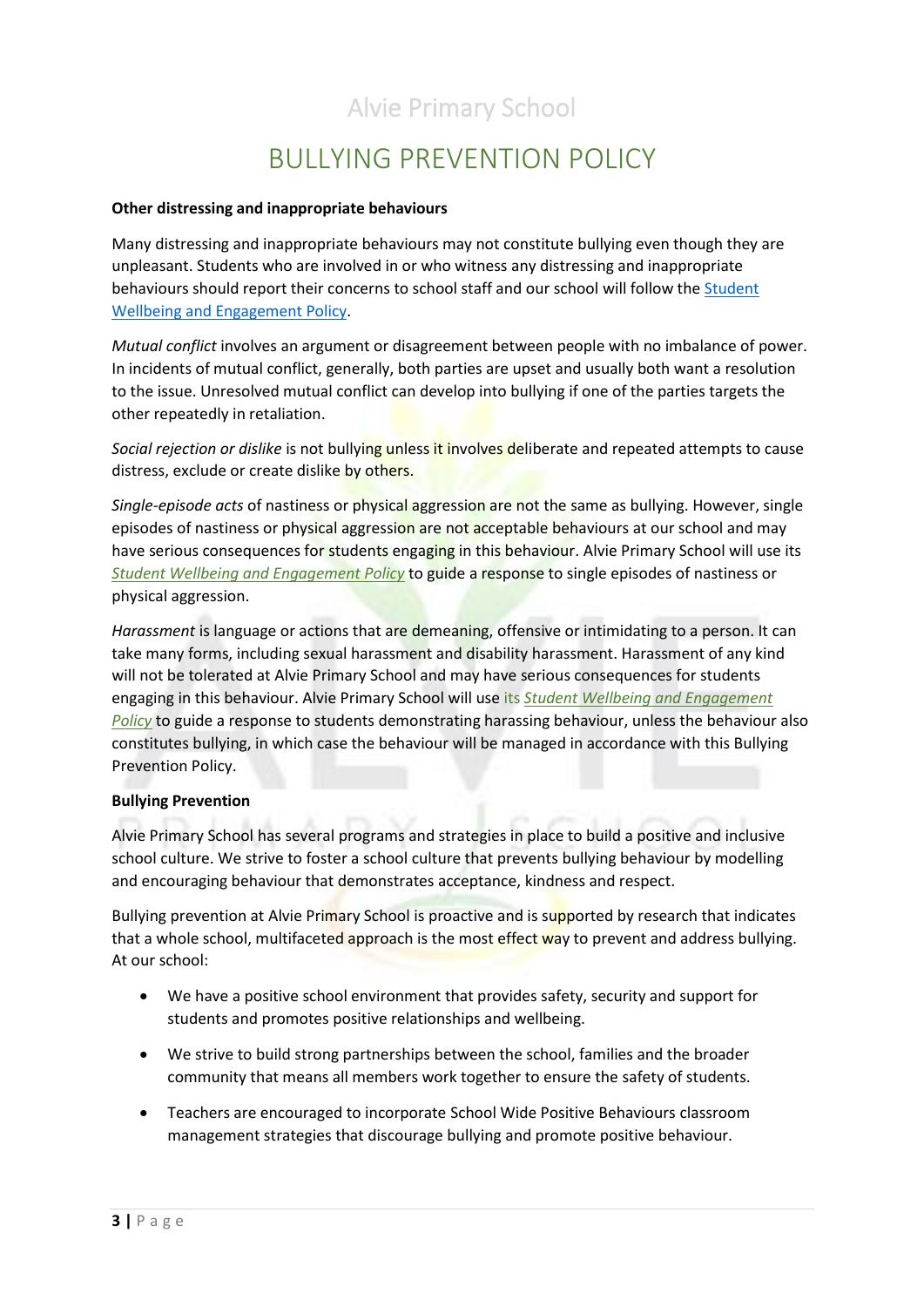**Other distressing and inappropriate behaviours**

Many distressing and inappropriate behaviours may not constitute bullying even though they are unpleasant. Students who are involved in or who witness any distressing and inappropriate behaviours should report their concerns to school staff and our school will follow the Student Wellbeing and Engagement Policy.

*Mutual conflict* involves an argument or disagreement between people with no imbalance of power. In incidents of mutual conflict, generally, both parties are upset and usually both want a resolution to the issue. Unresolved mutual conflict can develop into bullying if one of the parties targets the other repeatedly in retaliation.

*Social rejection or dislike* is not bullying unless it involves deliberate and repeated attempts to cause distress, exclude or create dislike by others.

*Single-episode acts* of nastiness or physical aggression are not the same as bullying. However, single episodes of nastiness or physical aggression are not acceptable behaviours at our school and may have serious consequences for students engaging in this behaviour. Alvie Primary School will use its *Student Wellbeing and Engagement Policy* to guide a response to single episodes of nastiness or physical aggression.

*Harassment* is language or actions that are demeaning, offensive or intimidating to a person. It can take many forms, including sexual harassment and disability harassment. Harassment of any kind will not be tolerated at Alvie Primary School and may have serious consequences for students engaging in this behaviour. Alvie Primary School will use its *Student Wellbeing and Engagement Policy* to guide a response to students demonstrating harassing behaviour, unless the behaviour also constitutes bullying, in which case the behaviour will be managed in accordance with this Bullying Prevention Policy.

**Bullying Prevention**

Alvie Primary School has several programs and strategies in place to build a positive and inclusive school culture. We strive to foster a school culture that prevents bullying behaviour by modelling and encouraging behaviour that demonstrates acceptance, kindness and respect.

Bullying prevention at Alvie Primary School is proactive and is supported by research that indicates that a whole school, multifaceted approach is the most effect way to prevent and address bullying. At our school:

- We have a positive school environment that provides safety, security and support for students and promotes positive relationships and wellbeing.
- We strive to build strong partnerships between the school, families and the broader community that means all members work together to ensure the safety of students.
- Teachers are encouraged to incorporate School Wide Positive Behaviours classroom management strategies that discourage bullying and promote positive behaviour.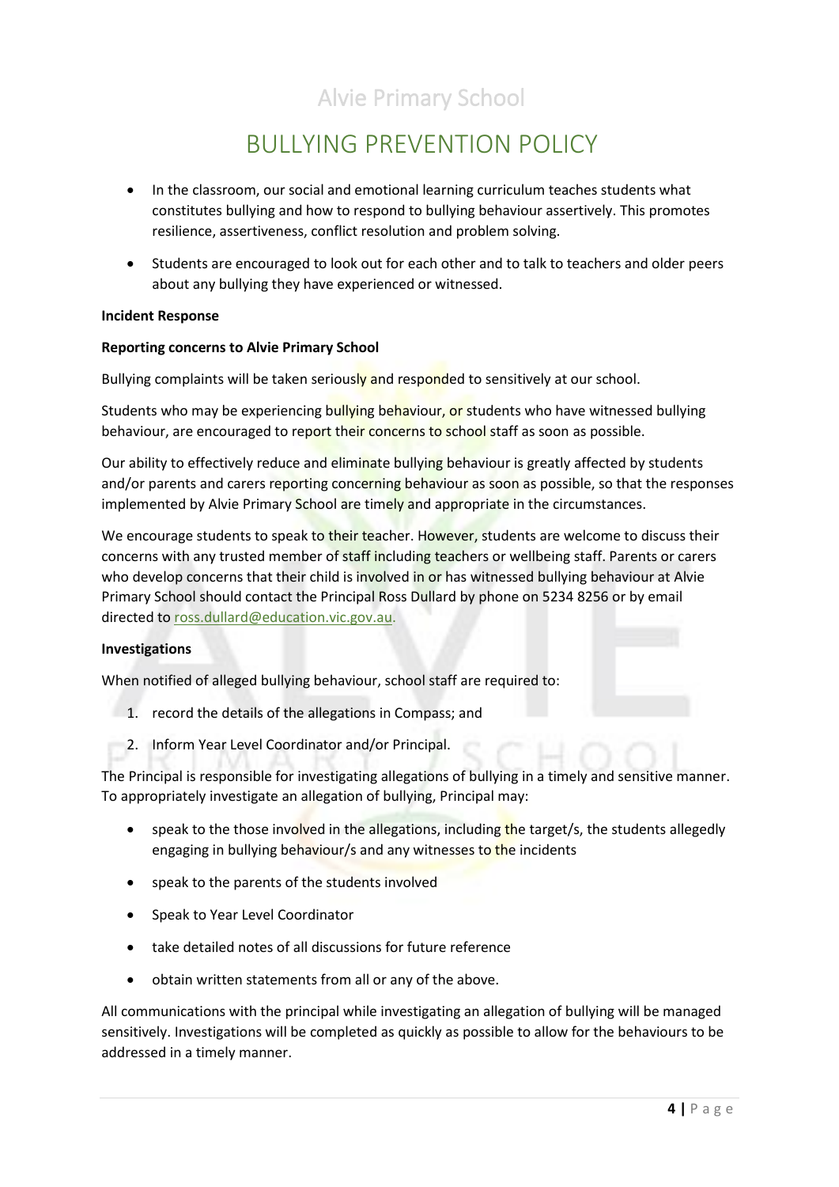- In the classroom, our social and emotional learning curriculum teaches students what constitutes bullying and how to respond to bullying behaviour assertively. This promotes resilience, assertiveness, conflict resolution and problem solving.
- Students are encouraged to look out for each other and to talk to teachers and older peers about any bullying they have experienced or witnessed.

**Incident Response**

**Reporting concerns to Alvie Primary School**

Bullying complaints will be taken seriously and responded to sensitively at our school.

Students who may be experiencing bullying behaviour, or students who have witnessed bullying behaviour, are encouraged to report their concerns to school staff as soon as possible.

Our ability to effectively reduce and eliminate bullying behaviour is greatly affected by students and/or parents and carers reporting concerning behaviour as soon as possible, so that the responses implemented by Alvie Primary School are timely and appropriate in the circumstances.

We encourage students to speak to their teacher. However, students are welcome to discuss their concerns with any trusted member of staff including teachers or wellbeing staff. Parents or carers who develop concerns that their child is involved in or has witnessed bullying behaviour at Alvie Primary School should contact the Principal Ross Dullard by phone on 5234 8256 or by email directed to ross.dullard@education.vic.gov.au.

**Investigations**

When notified of alleged bullying behaviour, school staff are required to:

1. record the details of the allegations in Compass; and
2. Inform Year Level Coordinator and/or Principal.

The Principal is responsible for investigating allegations of bullying in a timely and sensitive manner. To appropriately investigate an allegation of bullying, Principal may:

- speak to the those involved in the allegations, including the target/s, the students allegedly engaging in bullying behaviour/s and any witnesses to the incidents
- speak to the parents of the students involved
- Speak to Year Level Coordinator
- take detailed notes of all discussions for future reference
- obtain written statements from all or any of the above.

All communications with the principal while investigating an allegation of bullying will be managed sensitively. Investigations will be completed as quickly as possible to allow for the behaviours to be addressed in a timely manner.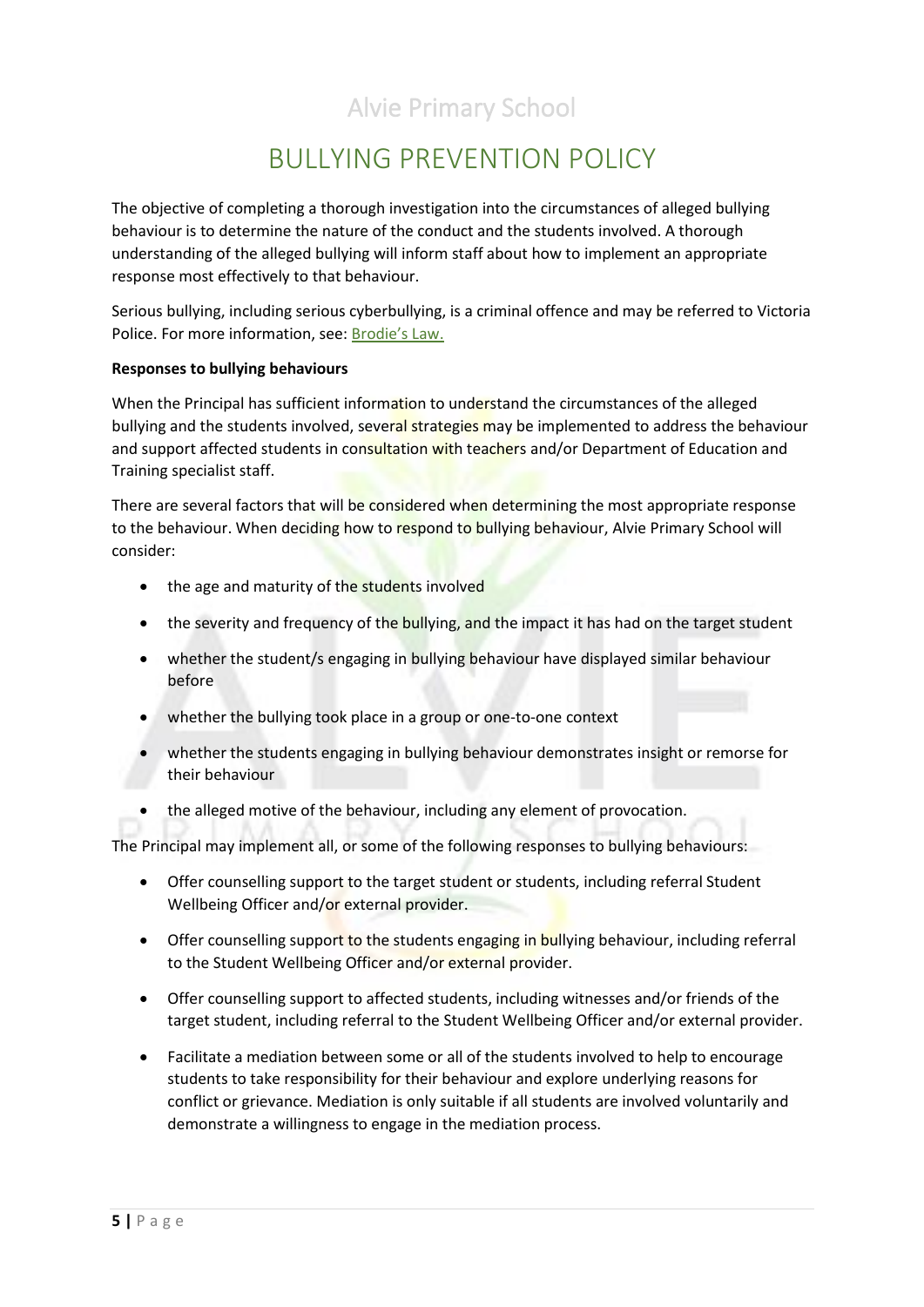# Alvie Primary School

## BULLYING PREVENTION POLICY

The objective of completing a thorough investigation into the circumstances of alleged bullying behaviour is to determine the nature of the conduct and the students involved. A thorough understanding of the alleged bullying will inform staff about how to implement an appropriate response most effectively to that behaviour.

Serious bullying, including serious cyberbullying, is a criminal offence and may be referred to Victoria Police. For more information, see: Brodie's Law.

**Responses to bullying behaviours**

When the Principal has sufficient information to understand the circumstances of the alleged bullying and the students involved, several strategies may be implemented to address the behaviour and support affected students in consultation with teachers and/or Department of Education and Training specialist staff.

There are several factors that will be considered when determining the most appropriate response to the behaviour. When deciding how to respond to bullying behaviour, Alvie Primary School will consider:

- the age and maturity of the students involved
- the severity and frequency of the bullying, and the impact it has had on the target student
- whether the student/s engaging in bullying behaviour have displayed similar behaviour before
- whether the bullying took place in a group or one-to-one context
- whether the students engaging in bullying behaviour demonstrates insight or remorse for their behaviour
- the alleged motive of the behaviour, including any element of provocation.

The Principal may implement all, or some of the following responses to bullying behaviours:

- Offer counselling support to the target student or students, including referral Student Wellbeing Officer and/or external provider.
- Offer counselling support to the students engaging in bullying behaviour, including referral to the Student Wellbeing Officer and/or external provider.
- Offer counselling support to affected students, including witnesses and/or friends of the target student, including referral to the Student Wellbeing Officer and/or external provider.
- Facilitate a mediation between some or all of the students involved to help to encourage students to take responsibility for their behaviour and explore underlying reasons for conflict or grievance. Mediation is only suitable if all students are involved voluntarily and demonstrate a willingness to engage in the mediation process.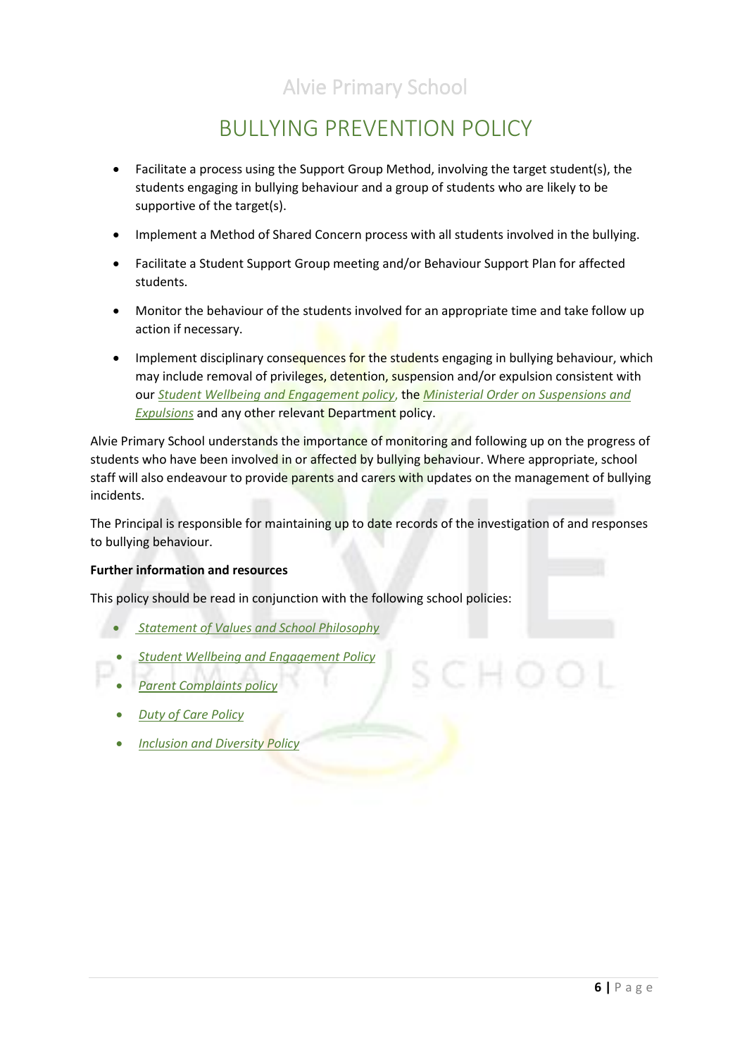- Facilitate a process using the Support Group Method, involving the target student(s), the students engaging in bullying behaviour and a group of students who are likely to be supportive of the target(s).
- Implement a Method of Shared Concern process with all students involved in the bullying.
- Facilitate a Student Support Group meeting and/or Behaviour Support Plan for affected students.
- Monitor the behaviour of the students involved for an appropriate time and take follow up action if necessary.
- Implement disciplinary consequences for the students engaging in bullying behaviour, which may include removal of privileges, detention, suspension and/or expulsion consistent with our *Student Wellbeing and Engagement policy*, the *Ministerial Order on Suspensions and Expulsions* and any other relevant Department policy.

Alvie Primary School understands the importance of monitoring and following up on the progress of students who have been involved in or affected by bullying behaviour. Where appropriate, school staff will also endeavour to provide parents and carers with updates on the management of bullying incidents.

The Principal is responsible for maintaining up to date records of the investigation of and responses to bullying behaviour.

**Further information and resources**

This policy should be read in conjunction with the following school policies:

- *Statement of Values and School Philosophy*
- *Student Wellbeing and Engagement Policy*
- *Parent Complaints policy*
- *Duty of Care Policy*
- *Inclusion and Diversity Policy*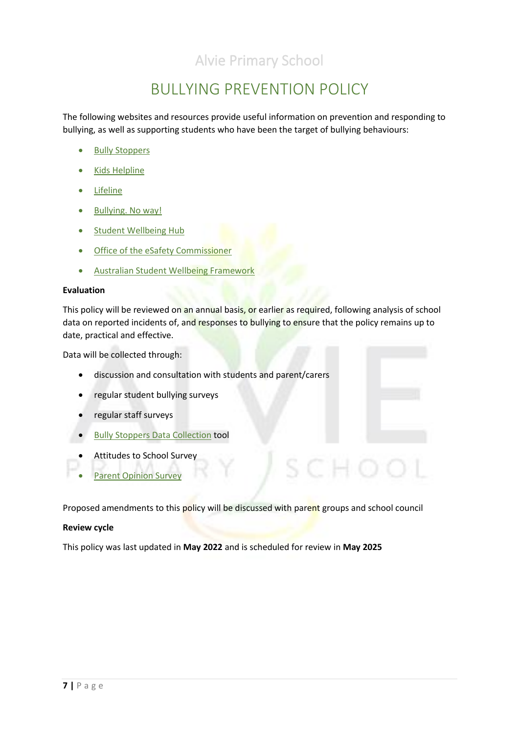The following websites and resources provide useful information on prevention and responding to bullying, as well as supporting students who have been the target of bullying behaviours:

- Bully Stoppers
- Kids Helpline
- Lifeline
- Bullying. No way!
- Student Wellbeing Hub
- Office of the eSafety Commissioner
- Australian Student Wellbeing Framework

**Evaluation**

This policy will be reviewed on an annual basis, or earlier as required, following analysis of school data on reported incidents of, and responses to bullying to ensure that the policy remains up to date, practical and effective.

Data will be collected through:

- discussion and consultation with students and parent/carers
- regular student bullying surveys
- regular staff surveys
- Bully Stoppers Data Collection tool
- Attitudes to School Survey
- Parent Opinion Survey

Proposed amendments to this policy will be discussed with parent groups and school council

**Review cycle**

This policy was last updated in **May 2022** and is scheduled for review in **May 2025**